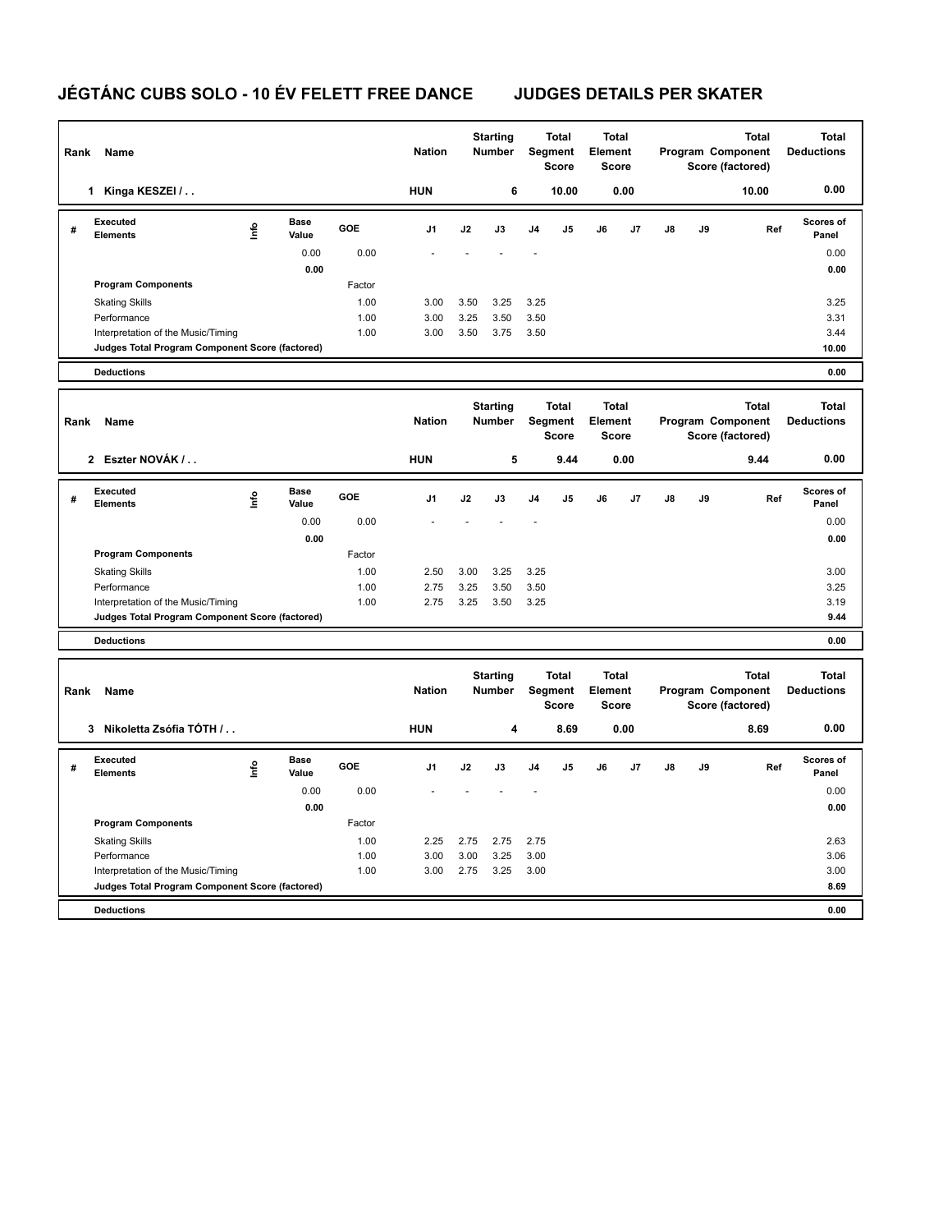# JÉGTÁNC CUBS SOLO - 10 ÉV FELETT FREE DANCE JUDGES DETAILS PER SKATER

| Rank | Name | Nation | Starting Number | Total Segment Score | Total Element Score | Total Program Component Score (factored) | Total Deductions |
|---|---|---|---|---|---|---|---|
| 1 | Kinga KESZEI / . . | HUN | 6 | 10.00 | 0.00 | 10.00 | 0.00 |

| # | Executed Elements | Info | Base Value | GOE | J1 | J2 | J3 | J4 | J5 | J6 | J7 | J8 | J9 | Ref | Scores of Panel |
|---|---|---|---|---|---|---|---|---|---|---|---|---|---|---|---|
| | | | 0.00 | 0.00 | - | - | - | - | | | | | | | 0.00 |
| | | | 0.00 | | | | | | | | | | | | 0.00 |
| | Program Components | | | Factor | | | | | | | | | | | |
| | Skating Skills | | | 1.00 | 3.00 | 3.50 | 3.25 | 3.25 | | | | | | | 3.25 |
| | Performance | | | 1.00 | 3.00 | 3.25 | 3.50 | 3.50 | | | | | | | 3.31 |
| | Interpretation of the Music/Timing | | | 1.00 | 3.00 | 3.50 | 3.75 | 3.50 | | | | | | | 3.44 |
| | Judges Total Program Component Score (factored) | | | | | | | | | | | | | | 10.00 |
| | Deductions | | | | | | | | | | | | | | 0.00 |

| Rank | Name | Nation | Starting Number | Total Segment Score | Total Element Score | Total Program Component Score (factored) | Total Deductions |
|---|---|---|---|---|---|---|---|
| 2 | Eszter NOVÁK / . . | HUN | 5 | 9.44 | 0.00 | 9.44 | 0.00 |

| # | Executed Elements | Info | Base Value | GOE | J1 | J2 | J3 | J4 | J5 | J6 | J7 | J8 | J9 | Ref | Scores of Panel |
|---|---|---|---|---|---|---|---|---|---|---|---|---|---|---|---|
| | | | 0.00 | 0.00 | - | - | - | - | | | | | | | 0.00 |
| | | | 0.00 | | | | | | | | | | | | 0.00 |
| | Program Components | | | Factor | | | | | | | | | | | |
| | Skating Skills | | | 1.00 | 2.50 | 3.00 | 3.25 | 3.25 | | | | | | | 3.00 |
| | Performance | | | 1.00 | 2.75 | 3.25 | 3.50 | 3.50 | | | | | | | 3.25 |
| | Interpretation of the Music/Timing | | | 1.00 | 2.75 | 3.25 | 3.50 | 3.25 | | | | | | | 3.19 |
| | Judges Total Program Component Score (factored) | | | | | | | | | | | | | | 9.44 |
| | Deductions | | | | | | | | | | | | | | 0.00 |

| Rank | Name | Nation | Starting Number | Total Segment Score | Total Element Score | Total Program Component Score (factored) | Total Deductions |
|---|---|---|---|---|---|---|---|
| 3 | Nikoletta Zsófia TÓTH / . . | HUN | 4 | 8.69 | 0.00 | 8.69 | 0.00 |

| # | Executed Elements | Info | Base Value | GOE | J1 | J2 | J3 | J4 | J5 | J6 | J7 | J8 | J9 | Ref | Scores of Panel |
|---|---|---|---|---|---|---|---|---|---|---|---|---|---|---|---|
| | | | 0.00 | 0.00 | - | - | - | - | | | | | | | 0.00 |
| | | | 0.00 | | | | | | | | | | | | 0.00 |
| | Program Components | | | Factor | | | | | | | | | | | |
| | Skating Skills | | | 1.00 | 2.25 | 2.75 | 2.75 | 2.75 | | | | | | | 2.63 |
| | Performance | | | 1.00 | 3.00 | 3.00 | 3.25 | 3.00 | | | | | | | 3.06 |
| | Interpretation of the Music/Timing | | | 1.00 | 3.00 | 2.75 | 3.25 | 3.00 | | | | | | | 3.00 |
| | Judges Total Program Component Score (factored) | | | | | | | | | | | | | | 8.69 |
| | Deductions | | | | | | | | | | | | | | 0.00 |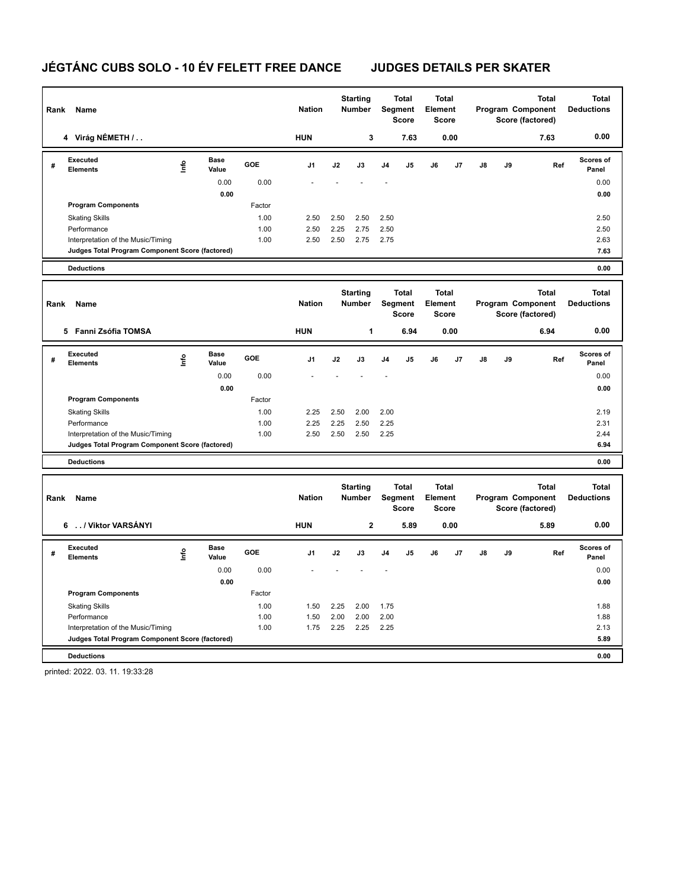# JÉGTÁNC CUBS SOLO - 10 ÉV FELETT FREE DANCE JUDGES DETAILS PER SKATER

| Rank | Name | Nation | Starting Number | Total Segment Score | Total Element Score | Total Program Component Score (factored) | Total Deductions |
|---|---|---|---|---|---|---|---|
| 4 | Virág NÉMETH / . . | HUN | 3 | 7.63 | 0.00 | 7.63 | 0.00 |

| # | Executed Elements | Info | Base Value | GOE | J1 | J2 | J3 | J4 | J5 | J6 | J7 | J8 | J9 | Ref | Scores of Panel |
|---|---|---|---|---|---|---|---|---|---|---|---|---|---|---|---|
| | | | 0.00 | 0.00 | - | - | - | - | | | | | | | 0.00 |
| | | | 0.00 | | | | | | | | | | | | 0.00 |
| | Program Components | | | Factor | | | | | | | | | | | |
| | Skating Skills | | | 1.00 | 2.50 | 2.50 | 2.50 | 2.50 | | | | | | | 2.50 |
| | Performance | | | 1.00 | 2.50 | 2.25 | 2.75 | 2.50 | | | | | | | 2.50 |
| | Interpretation of the Music/Timing | | | 1.00 | 2.50 | 2.50 | 2.75 | 2.75 | | | | | | | 2.63 |
| | Judges Total Program Component Score (factored) | | | | | | | | | | | | | | 7.63 |
| | Deductions | | | | | | | | | | | | | | 0.00 |

| Rank | Name | Nation | Starting Number | Total Segment Score | Total Element Score | Total Program Component Score (factored) | Total Deductions |
|---|---|---|---|---|---|---|---|
| 5 | Fanni Zsófia TOMSA | HUN | 1 | 6.94 | 0.00 | 6.94 | 0.00 |

| # | Executed Elements | Info | Base Value | GOE | J1 | J2 | J3 | J4 | J5 | J6 | J7 | J8 | J9 | Ref | Scores of Panel |
|---|---|---|---|---|---|---|---|---|---|---|---|---|---|---|---|
| | | | 0.00 | 0.00 | - | - | - | - | | | | | | | 0.00 |
| | | | 0.00 | | | | | | | | | | | | 0.00 |
| | Program Components | | | Factor | | | | | | | | | | | |
| | Skating Skills | | | 1.00 | 2.25 | 2.50 | 2.00 | 2.00 | | | | | | | 2.19 |
| | Performance | | | 1.00 | 2.25 | 2.25 | 2.50 | 2.25 | | | | | | | 2.31 |
| | Interpretation of the Music/Timing | | | 1.00 | 2.50 | 2.50 | 2.50 | 2.25 | | | | | | | 2.44 |
| | Judges Total Program Component Score (factored) | | | | | | | | | | | | | | 6.94 |
| | Deductions | | | | | | | | | | | | | | 0.00 |

| Rank | Name | Nation | Starting Number | Total Segment Score | Total Element Score | Total Program Component Score (factored) | Total Deductions |
|---|---|---|---|---|---|---|---|
| 6 | . . / Viktor VARSÁNYI | HUN | 2 | 5.89 | 0.00 | 5.89 | 0.00 |

| # | Executed Elements | Info | Base Value | GOE | J1 | J2 | J3 | J4 | J5 | J6 | J7 | J8 | J9 | Ref | Scores of Panel |
|---|---|---|---|---|---|---|---|---|---|---|---|---|---|---|---|
| | | | 0.00 | 0.00 | - | - | - | - | | | | | | | 0.00 |
| | | | 0.00 | | | | | | | | | | | | 0.00 |
| | Program Components | | | Factor | | | | | | | | | | | |
| | Skating Skills | | | 1.00 | 1.50 | 2.25 | 2.00 | 1.75 | | | | | | | 1.88 |
| | Performance | | | 1.00 | 1.50 | 2.00 | 2.00 | 2.00 | | | | | | | 1.88 |
| | Interpretation of the Music/Timing | | | 1.00 | 1.75 | 2.25 | 2.25 | 2.25 | | | | | | | 2.13 |
| | Judges Total Program Component Score (factored) | | | | | | | | | | | | | | 5.89 |
| | Deductions | | | | | | | | | | | | | | 0.00 |

printed: 2022. 03. 11. 19:33:28